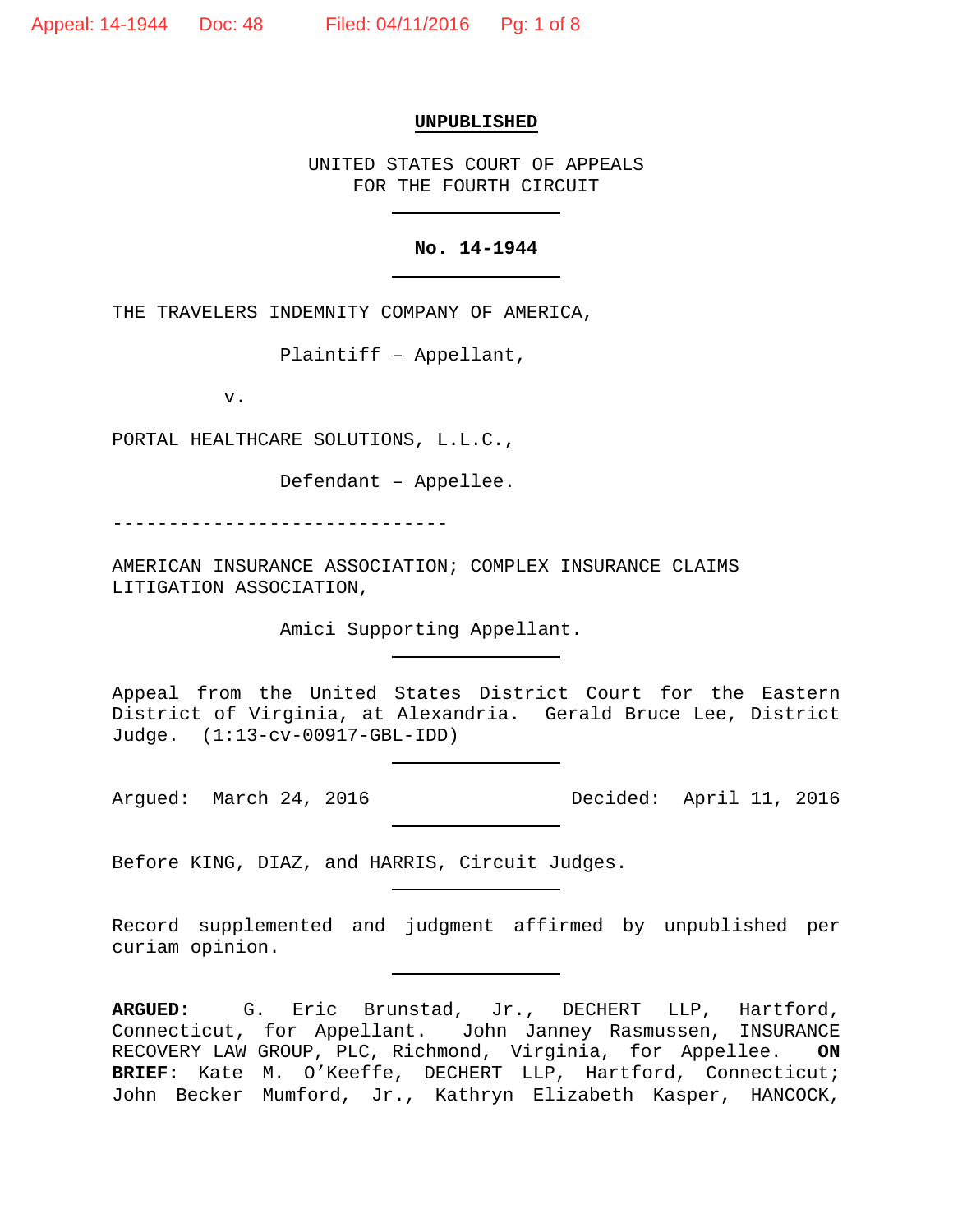**UNPUBLISHED**

UNITED STATES COURT OF APPEALS
FOR THE FOURTH CIRCUIT

---

**No. 14-1944**

---

THE TRAVELERS INDEMNITY COMPANY OF AMERICA,

Plaintiff – Appellant,

v.

PORTAL HEALTHCARE SOLUTIONS, L.L.C.,

Defendant – Appellee.

------------------------------

AMERICAN INSURANCE ASSOCIATION; COMPLEX INSURANCE CLAIMS LITIGATION ASSOCIATION,

Amici Supporting Appellant.

---

Appeal from the United States District Court for the Eastern District of Virginia, at Alexandria. Gerald Bruce Lee, District Judge. (1:13-cv-00917-GBL-IDD)

---

Argued: March 24, 2016 Decided: April 11, 2016

---

Before KING, DIAZ, and HARRIS, Circuit Judges.

---

Record supplemented and judgment affirmed by unpublished per curiam opinion.

---

**ARGUED:** G. Eric Brunstad, Jr., DECHERT LLP, Hartford, Connecticut, for Appellant. John Janney Rasmussen, INSURANCE RECOVERY LAW GROUP, PLC, Richmond, Virginia, for Appellee. **ON BRIEF:** Kate M. O'Keeffe, DECHERT LLP, Hartford, Connecticut; John Becker Mumford, Jr., Kathryn Elizabeth Kasper, HANCOCK,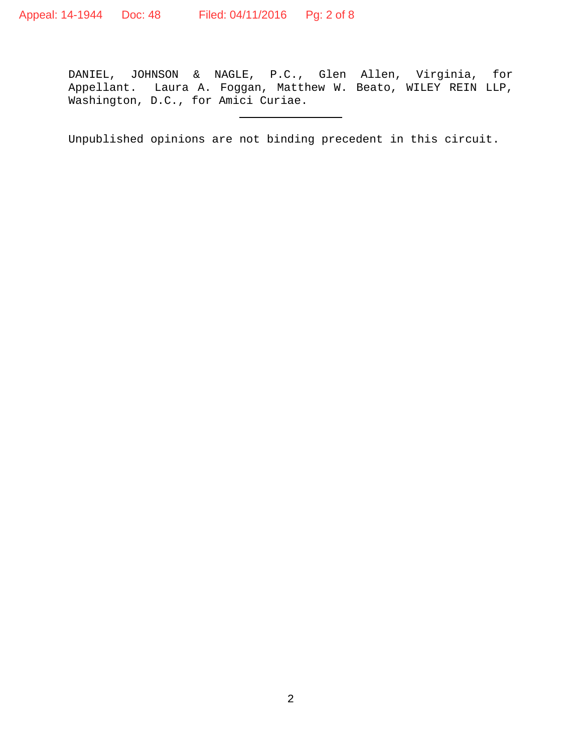DANIEL, JOHNSON & NAGLE, P.C., Glen Allen, Virginia, for Appellant. Laura A. Foggan, Matthew W. Beato, WILEY REIN LLP, Washington, D.C., for Amici Curiae.

---

Unpublished opinions are not binding precedent in this circuit.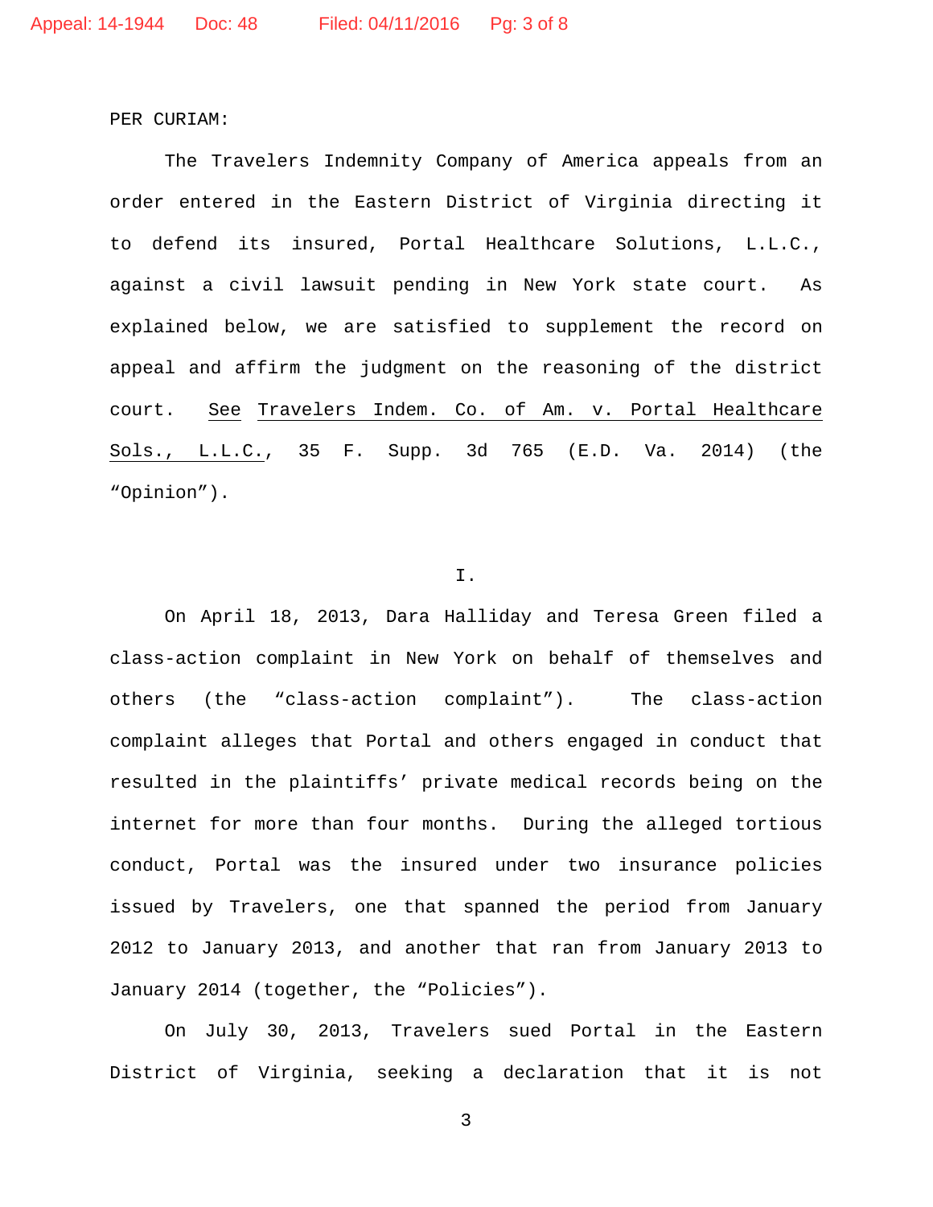PER CURIAM:

The Travelers Indemnity Company of America appeals from an order entered in the Eastern District of Virginia directing it to defend its insured, Portal Healthcare Solutions, L.L.C., against a civil lawsuit pending in New York state court. As explained below, we are satisfied to supplement the record on appeal and affirm the judgment on the reasoning of the district court. See Travelers Indem. Co. of Am. v. Portal Healthcare Sols., L.L.C., 35 F. Supp. 3d 765 (E.D. Va. 2014) (the "Opinion").

## I.

On April 18, 2013, Dara Halliday and Teresa Green filed a class-action complaint in New York on behalf of themselves and others (the "class-action complaint"). The class-action complaint alleges that Portal and others engaged in conduct that resulted in the plaintiffs' private medical records being on the internet for more than four months. During the alleged tortious conduct, Portal was the insured under two insurance policies issued by Travelers, one that spanned the period from January 2012 to January 2013, and another that ran from January 2013 to January 2014 (together, the "Policies").

On July 30, 2013, Travelers sued Portal in the Eastern District of Virginia, seeking a declaration that it is not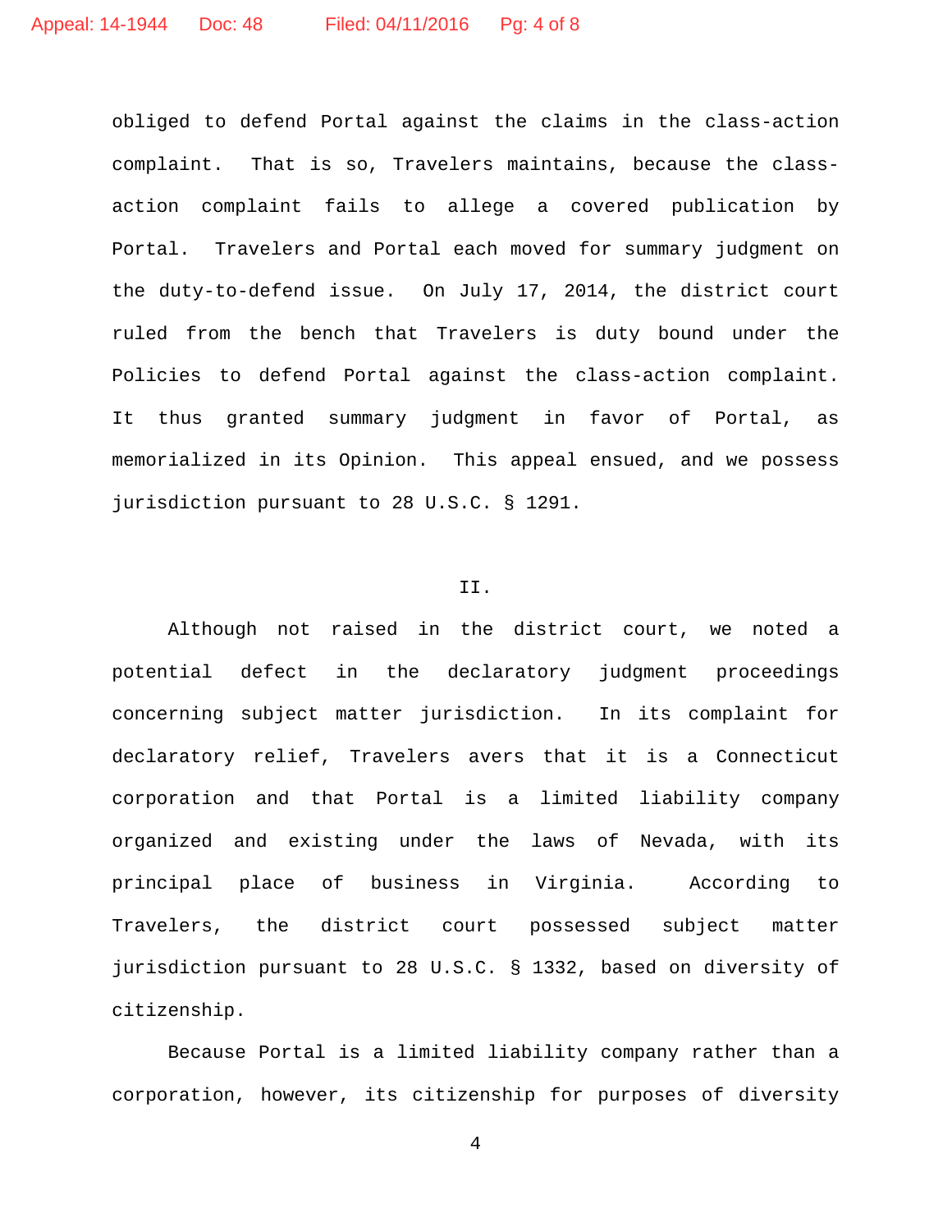obliged to defend Portal against the claims in the class-action complaint. That is so, Travelers maintains, because the class-action complaint fails to allege a covered publication by Portal. Travelers and Portal each moved for summary judgment on the duty-to-defend issue. On July 17, 2014, the district court ruled from the bench that Travelers is duty bound under the Policies to defend Portal against the class-action complaint. It thus granted summary judgment in favor of Portal, as memorialized in its Opinion. This appeal ensued, and we possess jurisdiction pursuant to 28 U.S.C. § 1291.

## II.

Although not raised in the district court, we noted a potential defect in the declaratory judgment proceedings concerning subject matter jurisdiction. In its complaint for declaratory relief, Travelers avers that it is a Connecticut corporation and that Portal is a limited liability company organized and existing under the laws of Nevada, with its principal place of business in Virginia. According to Travelers, the district court possessed subject matter jurisdiction pursuant to 28 U.S.C. § 1332, based on diversity of citizenship.

Because Portal is a limited liability company rather than a corporation, however, its citizenship for purposes of diversity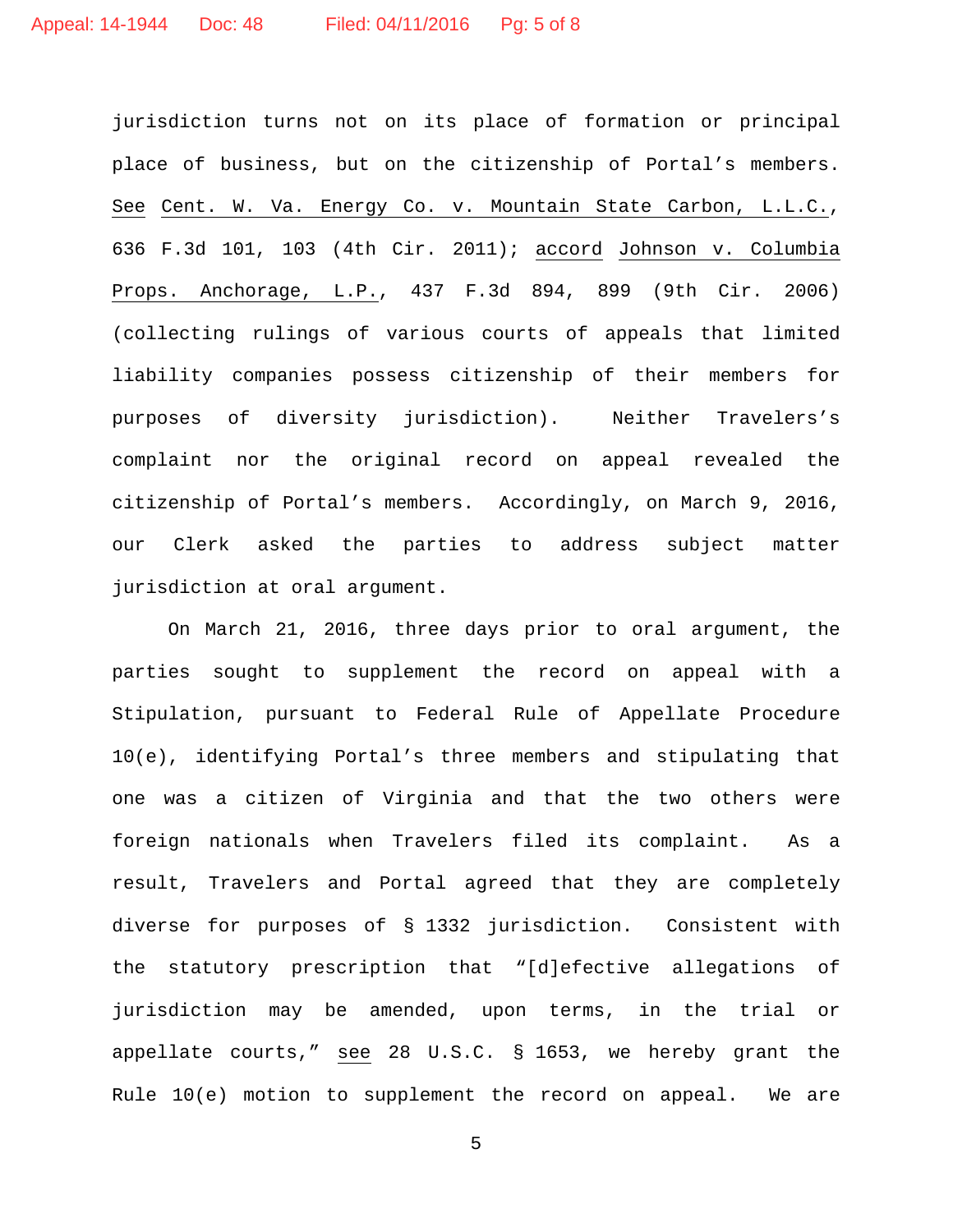jurisdiction turns not on its place of formation or principal place of business, but on the citizenship of Portal's members. See Cent. W. Va. Energy Co. v. Mountain State Carbon, L.L.C., 636 F.3d 101, 103 (4th Cir. 2011); accord Johnson v. Columbia Props. Anchorage, L.P., 437 F.3d 894, 899 (9th Cir. 2006) (collecting rulings of various courts of appeals that limited liability companies possess citizenship of their members for purposes of diversity jurisdiction). Neither Travelers's complaint nor the original record on appeal revealed the citizenship of Portal's members. Accordingly, on March 9, 2016, our Clerk asked the parties to address subject matter jurisdiction at oral argument.

On March 21, 2016, three days prior to oral argument, the parties sought to supplement the record on appeal with a Stipulation, pursuant to Federal Rule of Appellate Procedure 10(e), identifying Portal's three members and stipulating that one was a citizen of Virginia and that the two others were foreign nationals when Travelers filed its complaint. As a result, Travelers and Portal agreed that they are completely diverse for purposes of § 1332 jurisdiction. Consistent with the statutory prescription that "[d]efective allegations of jurisdiction may be amended, upon terms, in the trial or appellate courts," see 28 U.S.C. § 1653, we hereby grant the Rule 10(e) motion to supplement the record on appeal. We are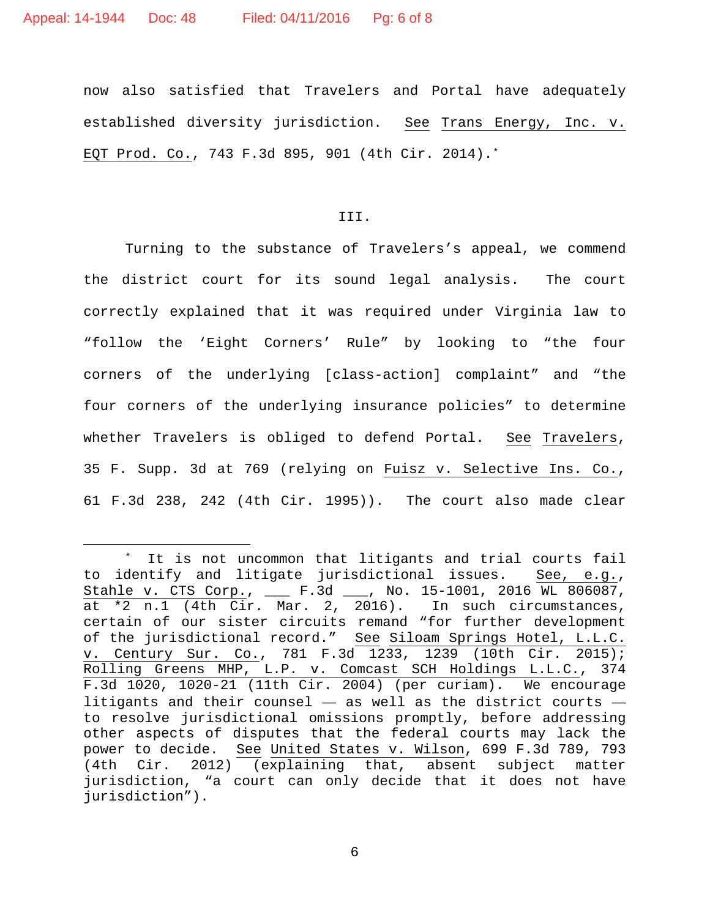now also satisfied that Travelers and Portal have adequately established diversity jurisdiction. See Trans Energy, Inc. v. EQT Prod. Co., 743 F.3d 895, 901 (4th Cir. 2014).*

III.

Turning to the substance of Travelers's appeal, we commend the district court for its sound legal analysis. The court correctly explained that it was required under Virginia law to "follow the 'Eight Corners' Rule" by looking to "the four corners of the underlying [class-action] complaint" and "the four corners of the underlying insurance policies" to determine whether Travelers is obliged to defend Portal. See Travelers, 35 F. Supp. 3d at 769 (relying on Fuisz v. Selective Ins. Co., 61 F.3d 238, 242 (4th Cir. 1995)). The court also made clear

---

* It is not uncommon that litigants and trial courts fail to identify and litigate jurisdictional issues. See, e.g., Stahle v. CTS Corp., ___ F.3d ___, No. 15-1001, 2016 WL 806087, at *2 n.1 (4th Cir. Mar. 2, 2016). In such circumstances, certain of our sister circuits remand "for further development of the jurisdictional record." See Siloam Springs Hotel, L.L.C. v. Century Sur. Co., 781 F.3d 1233, 1239 (10th Cir. 2015); Rolling Greens MHP, L.P. v. Comcast SCH Holdings L.L.C., 374 F.3d 1020, 1020-21 (11th Cir. 2004) (per curiam). We encourage litigants and their counsel — as well as the district courts — to resolve jurisdictional omissions promptly, before addressing other aspects of disputes that the federal courts may lack the power to decide. See United States v. Wilson, 699 F.3d 789, 793 (4th Cir. 2012) (explaining that, absent subject matter jurisdiction, "a court can only decide that it does not have jurisdiction").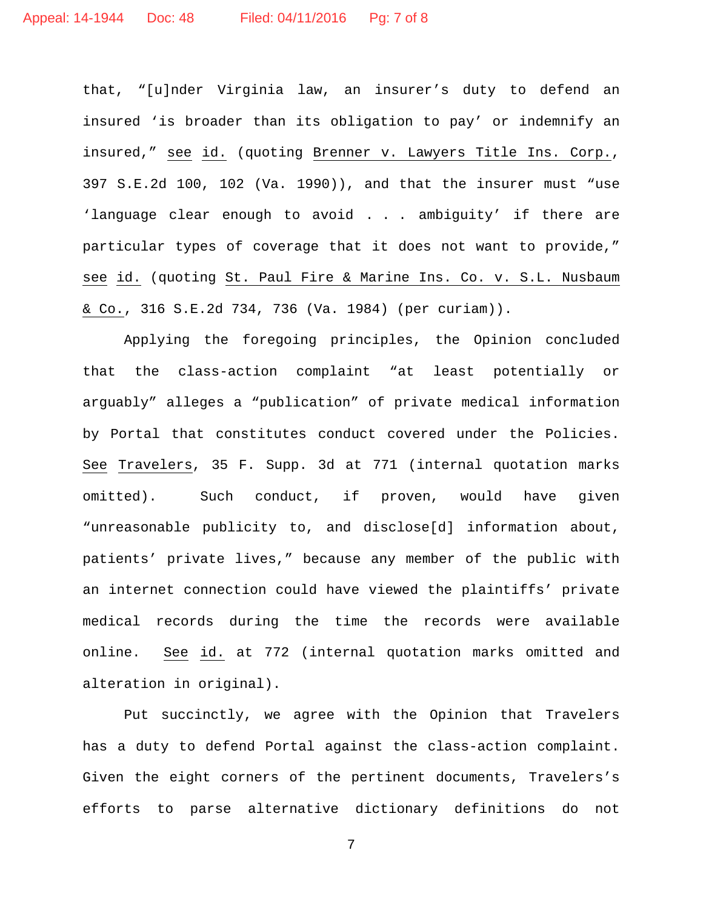that, "[u]nder Virginia law, an insurer's duty to defend an insured 'is broader than its obligation to pay' or indemnify an insured," see id. (quoting Brenner v. Lawyers Title Ins. Corp., 397 S.E.2d 100, 102 (Va. 1990)), and that the insurer must "use 'language clear enough to avoid . . . ambiguity' if there are particular types of coverage that it does not want to provide," see id. (quoting St. Paul Fire & Marine Ins. Co. v. S.L. Nusbaum & Co., 316 S.E.2d 734, 736 (Va. 1984) (per curiam)).

Applying the foregoing principles, the Opinion concluded that the class-action complaint "at least potentially or arguably" alleges a "publication" of private medical information by Portal that constitutes conduct covered under the Policies. See Travelers, 35 F. Supp. 3d at 771 (internal quotation marks omitted). Such conduct, if proven, would have given "unreasonable publicity to, and disclose[d] information about, patients' private lives," because any member of the public with an internet connection could have viewed the plaintiffs' private medical records during the time the records were available online. See id. at 772 (internal quotation marks omitted and alteration in original).

Put succinctly, we agree with the Opinion that Travelers has a duty to defend Portal against the class-action complaint. Given the eight corners of the pertinent documents, Travelers's efforts to parse alternative dictionary definitions do not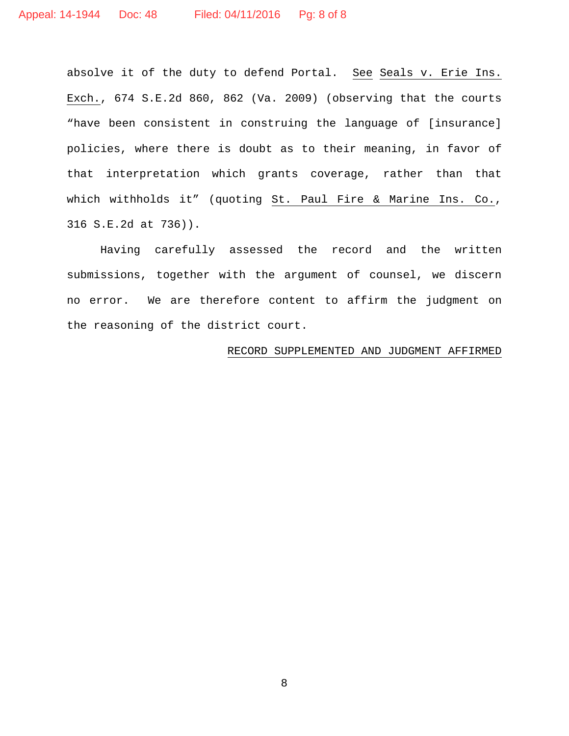absolve it of the duty to defend Portal. See Seals v. Erie Ins. Exch., 674 S.E.2d 860, 862 (Va. 2009) (observing that the courts "have been consistent in construing the language of [insurance] policies, where there is doubt as to their meaning, in favor of that interpretation which grants coverage, rather than that which withholds it" (quoting St. Paul Fire & Marine Ins. Co., 316 S.E.2d at 736)).

Having carefully assessed the record and the written submissions, together with the argument of counsel, we discern no error. We are therefore content to affirm the judgment on the reasoning of the district court.

RECORD SUPPLEMENTED AND JUDGMENT AFFIRMED